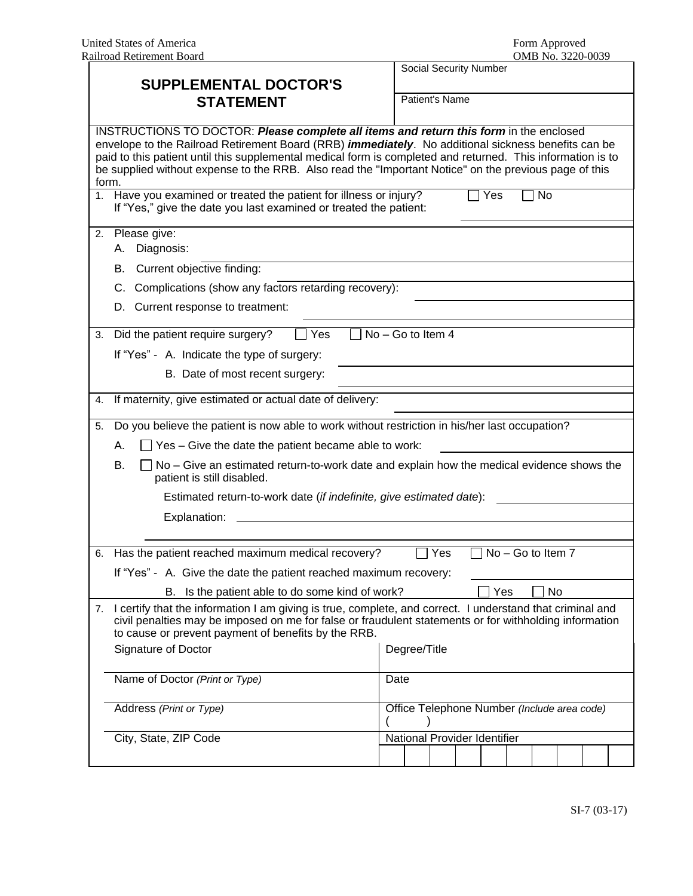United States of America
Railroad Retirement Board

Form Approved
OMB No. 3220-0039

# SUPPLEMENTAL DOCTOR'S STATEMENT

Social Security Number

Patient's Name

INSTRUCTIONS TO DOCTOR: ***Please complete all items and return this form*** in the enclosed envelope to the Railroad Retirement Board (RRB) ***immediately***. No additional sickness benefits can be paid to this patient until this supplemental medical form is completed and returned. This information is to be supplied without expense to the RRB. Also read the "Important Notice" on the previous page of this form.

1. Have you examined or treated the patient for illness or injury? ☐ Yes ☐ No
   If "Yes," give the date you last examined or treated the patient:

2. Please give:
   A. Diagnosis:
   B. Current objective finding:
   C. Complications (show any factors retarding recovery):
   D. Current response to treatment:

3. Did the patient require surgery? ☐ Yes ☐ No – Go to Item 4
   If "Yes" - A. Indicate the type of surgery:
   B. Date of most recent surgery:

4. If maternity, give estimated or actual date of delivery:

5. Do you believe the patient is now able to work without restriction in his/her last occupation?
   A. ☐ Yes – Give the date the patient became able to work:
   B. ☐ No – Give an estimated return-to-work date and explain how the medical evidence shows the patient is still disabled.
   Estimated return-to-work date (*if indefinite, give estimated date*):
   Explanation:

6. Has the patient reached maximum medical recovery? ☐ Yes ☐ No – Go to Item 7
   If "Yes" - A. Give the date the patient reached maximum recovery:
   B. Is the patient able to do some kind of work? ☐ Yes ☐ No

7. I certify that the information I am giving is true, complete, and correct. I understand that criminal and civil penalties may be imposed on me for false or fraudulent statements or for withholding information to cause or prevent payment of benefits by the RRB.

| Signature of Doctor | Degree/Title |
|---|---|
| Name of Doctor *(Print or Type)* | Date |
| Address *(Print or Type)* | Office Telephone Number *(Include area code)* ( ) |
| City, State, ZIP Code | National Provider Identifier |

SI-7 (03-17)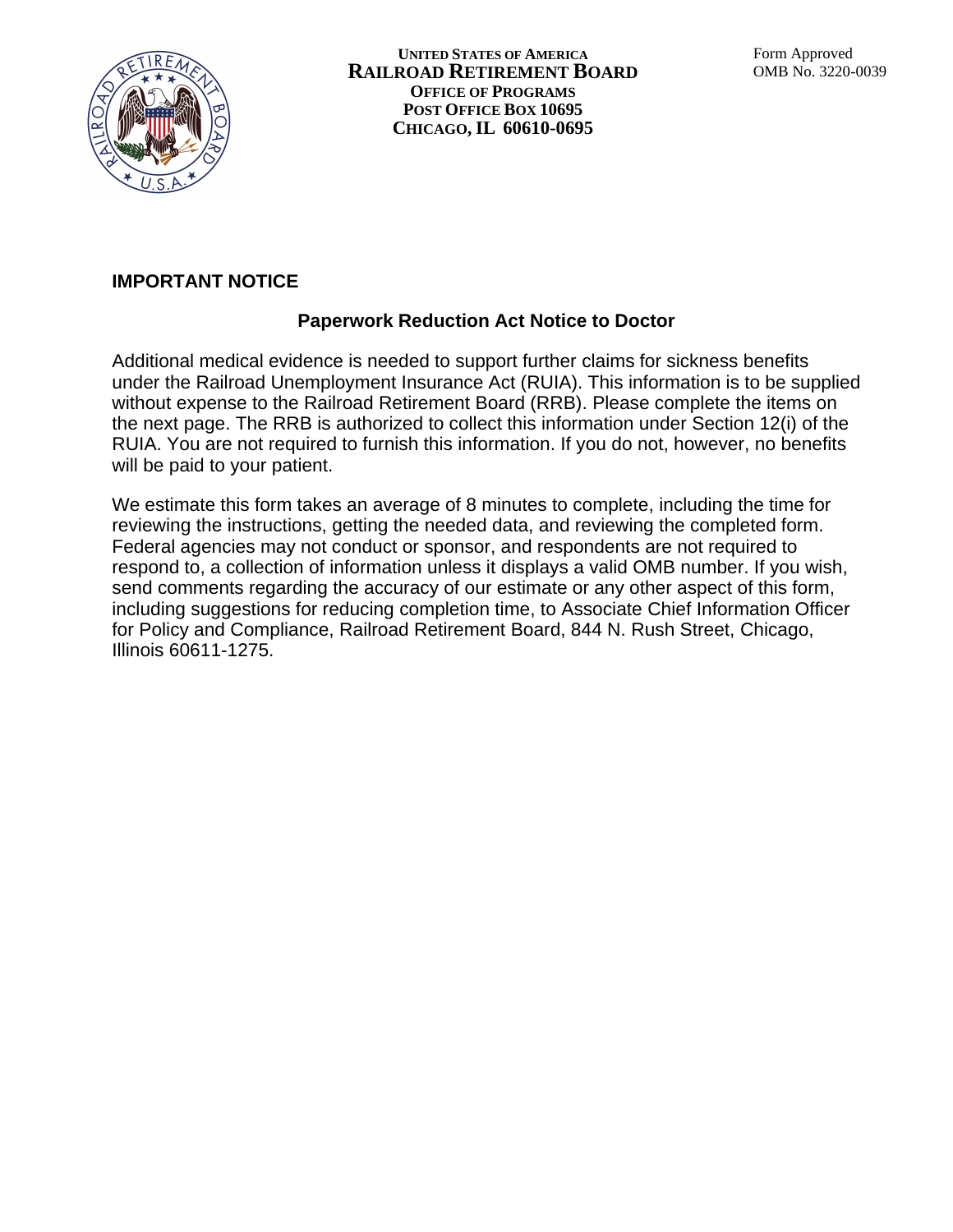UNITED STATES OF AMERICA
**RAILROAD RETIREMENT BOARD**
**OFFICE OF PROGRAMS**
**POST OFFICE BOX 10695**
**CHICAGO, IL 60610-0695**

Form Approved
OMB No. 3220-0039

**IMPORTANT NOTICE**

## Paperwork Reduction Act Notice to Doctor

Additional medical evidence is needed to support further claims for sickness benefits under the Railroad Unemployment Insurance Act (RUIA). This information is to be supplied without expense to the Railroad Retirement Board (RRB). Please complete the items on the next page. The RRB is authorized to collect this information under Section 12(i) of the RUIA. You are not required to furnish this information. If you do not, however, no benefits will be paid to your patient.

We estimate this form takes an average of 8 minutes to complete, including the time for reviewing the instructions, getting the needed data, and reviewing the completed form. Federal agencies may not conduct or sponsor, and respondents are not required to respond to, a collection of information unless it displays a valid OMB number. If you wish, send comments regarding the accuracy of our estimate or any other aspect of this form, including suggestions for reducing completion time, to Associate Chief Information Officer for Policy and Compliance, Railroad Retirement Board, 844 N. Rush Street, Chicago, Illinois 60611-1275.